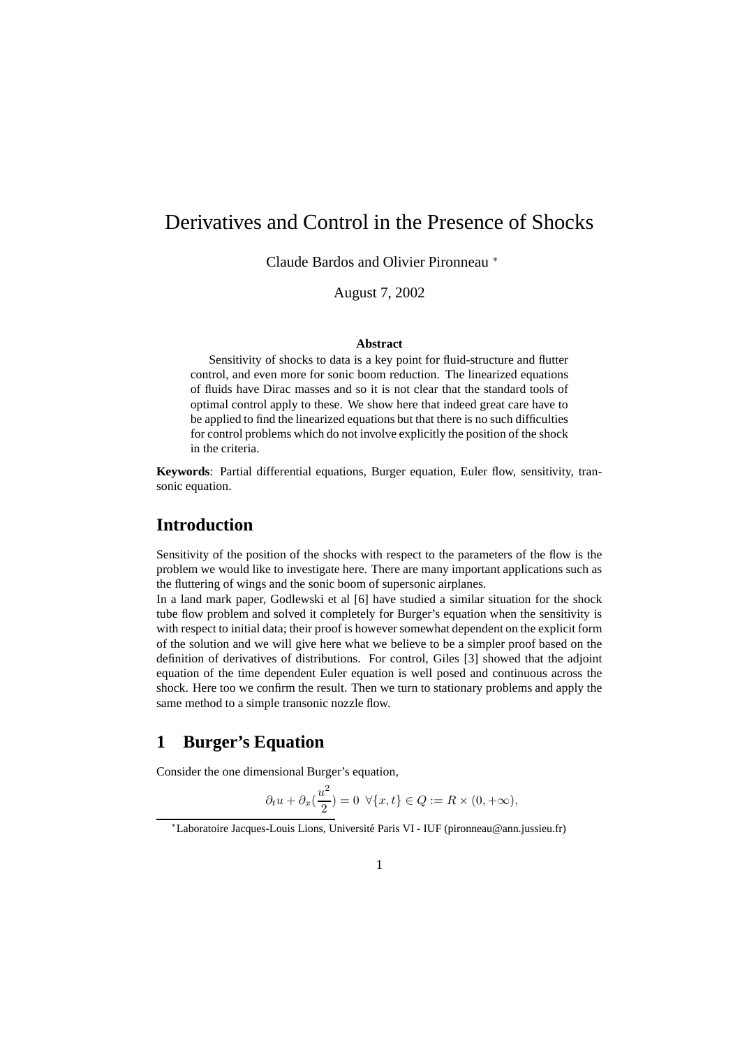# Derivatives and Control in the Presence of Shocks

Claude Bardos and Olivier Pironneau *

August 7, 2002

**Abstract**

Sensitivity of shocks to data is a key point for fluid-structure and flutter control, and even more for sonic boom reduction. The linearized equations of fluids have Dirac masses and so it is not clear that the standard tools of optimal control apply to these. We show here that indeed great care have to be applied to find the linearized equations but that there is no such difficulties for control problems which do not involve explicitly the position of the shock in the criteria.

**Keywords**: Partial differential equations, Burger equation, Euler flow, sensitivity, transonic equation.

## Introduction

Sensitivity of the position of the shocks with respect to the parameters of the flow is the problem we would like to investigate here. There are many important applications such as the fluttering of wings and the sonic boom of supersonic airplanes.

In a land mark paper, Godlewski et al [6] have studied a similar situation for the shock tube flow problem and solved it completely for Burger's equation when the sensitivity is with respect to initial data; their proof is however somewhat dependent on the explicit form of the solution and we will give here what we believe to be a simpler proof based on the definition of derivatives of distributions. For control, Giles [3] showed that the adjoint equation of the time dependent Euler equation is well posed and continuous across the shock. Here too we confirm the result. Then we turn to stationary problems and apply the same method to a simple transonic nozzle flow.

## 1 Burger's Equation

Consider the one dimensional Burger's equation,

$$\partial_t u + \partial_x(\frac{u^2}{2}) = 0 \;\; \forall \{x, t\} \in Q := R \times (0, +\infty),$$

*Laboratoire Jacques-Louis Lions, Université Paris VI - IUF (pironneau@ann.jussieu.fr)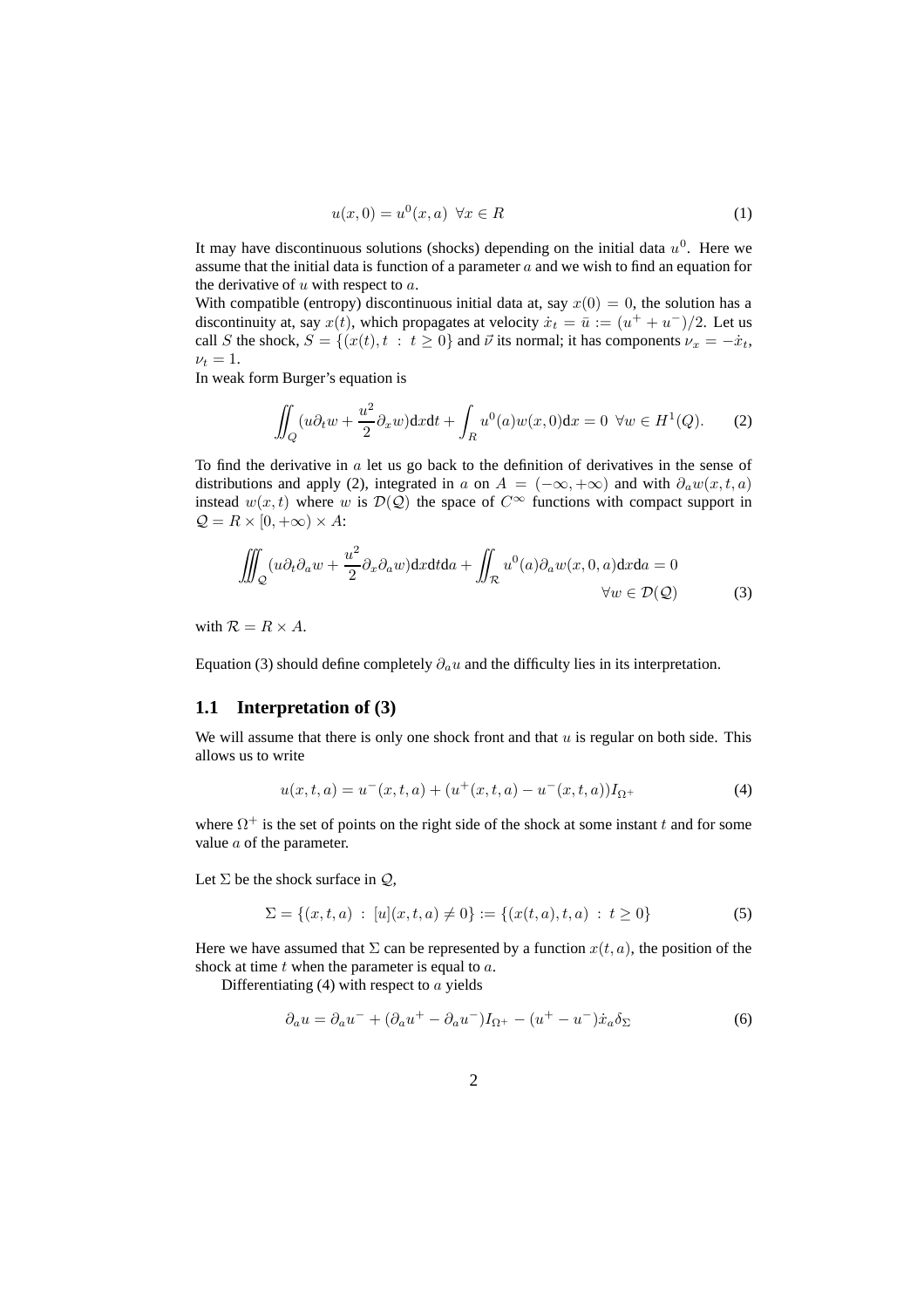$$u(x,0) = u^0(x,a) \;\; \forall x \in R \tag{1}$$

It may have discontinuous solutions (shocks) depending on the initial data $u^0$. Here we assume that the initial data is function of a parameter $a$ and we wish to find an equation for the derivative of $u$ with respect to $a$.

With compatible (entropy) discontinuous initial data at, say $x(0) = 0$, the solution has a discontinuity at, say $x(t)$, which propagates at velocity $\dot{x}_t = \bar{u} := (u^+ + u^-)/2$. Let us call $S$ the shock, $S = \{(x(t), t \;:\; t \geq 0\}$ and $\vec{\nu}$ its normal; it has components $\nu_x = -\dot{x}_t$, $\nu_t = 1$.

In weak form Burger's equation is

$$\iint_Q (u\partial_t w + \frac{u^2}{2}\partial_x w)\mathrm{d}x\mathrm{d}t + \int_R u^0(a)w(x,0)\mathrm{d}x = 0 \;\; \forall w \in H^1(Q). \tag{2}$$

To find the derivative in $a$ let us go back to the definition of derivatives in the sense of distributions and apply (2), integrated in $a$ on $A = (-\infty, +\infty)$ and with $\partial_a w(x,t,a)$ instead $w(x,t)$ where $w$ is $\mathcal{D}(\mathcal{Q})$ the space of $C^\infty$ functions with compact support in $\mathcal{Q} = R \times [0, +\infty) \times A$:

$$\iiint_{\mathcal{Q}} (u\partial_t \partial_a w + \frac{u^2}{2}\partial_x \partial_a w)\mathrm{d}x\mathrm{d}t\mathrm{d}a + \iint_{\mathcal{R}} u^0(a)\partial_a w(x,0,a)\mathrm{d}x\mathrm{d}a = 0 \quad \forall w \in \mathcal{D}(\mathcal{Q}) \tag{3}$$

with $\mathcal{R} = R \times A$.

Equation (3) should define completely $\partial_a u$ and the difficulty lies in its interpretation.

## 1.1 Interpretation of (3)

We will assume that there is only one shock front and that $u$ is regular on both side. This allows us to write

$$u(x,t,a) = u^-(x,t,a) + (u^+(x,t,a) - u^-(x,t,a))I_{\Omega^+} \tag{4}$$

where $\Omega^+$ is the set of points on the right side of the shock at some instant $t$ and for some value $a$ of the parameter.

Let $\Sigma$ be the shock surface in $\mathcal{Q}$,

$$\Sigma = \{(x,t,a) \;:\; [u](x,t,a) \neq 0\} := \{(x(t,a),t,a) \;:\; t \geq 0\} \tag{5}$$

Here we have assumed that $\Sigma$ can be represented by a function $x(t,a)$, the position of the shock at time $t$ when the parameter is equal to $a$.

Differentiating (4) with respect to $a$ yields

$$\partial_a u = \partial_a u^- + (\partial_a u^+ - \partial_a u^-)I_{\Omega^+} - (u^+ - u^-)\dot{x}_a \delta_\Sigma \tag{6}$$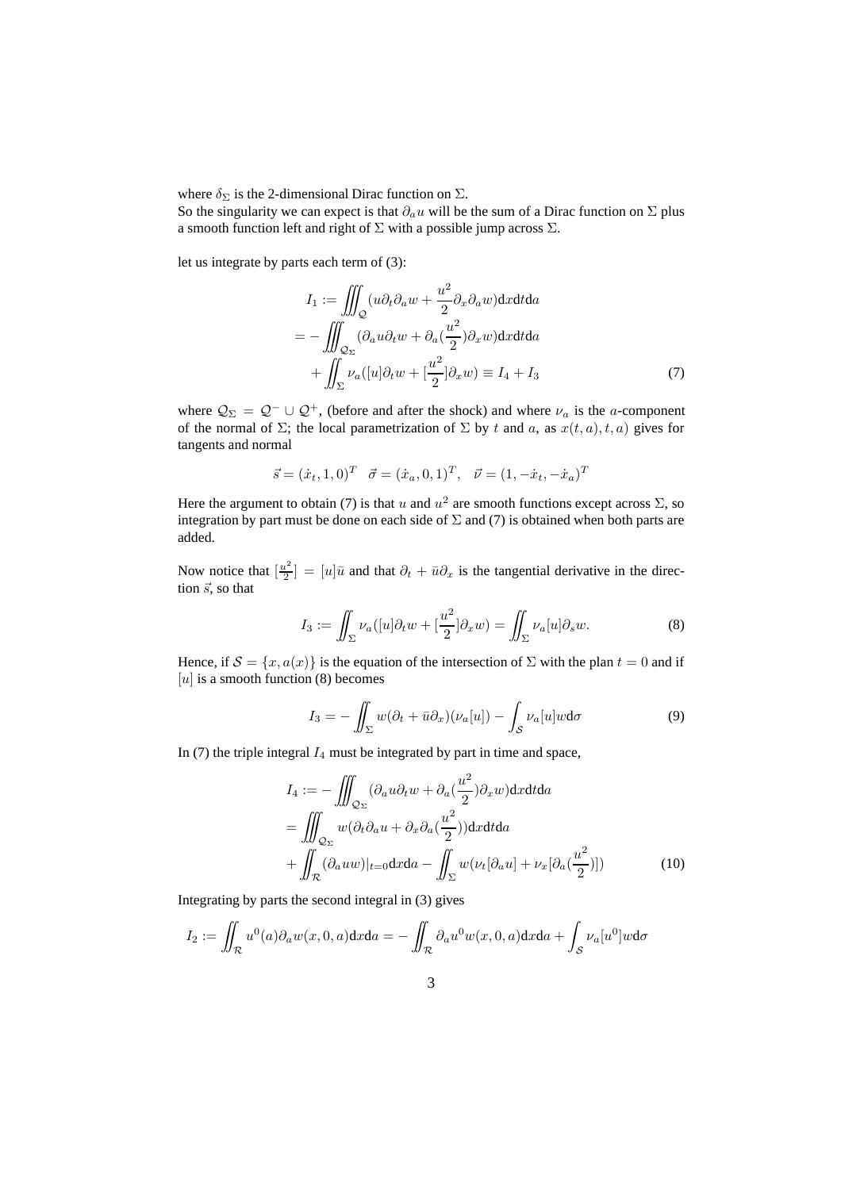where $\delta_\Sigma$ is the 2-dimensional Dirac function on $\Sigma$.
So the singularity we can expect is that $\partial_a u$ will be the sum of a Dirac function on $\Sigma$ plus a smooth function left and right of $\Sigma$ with a possible jump across $\Sigma$.

let us integrate by parts each term of (3):

$$
\begin{aligned}
I_1 &:= \iiint_{\mathcal{Q}} (u\partial_t\partial_a w + \frac{u^2}{2}\partial_x\partial_a w)\mathrm{d}x\mathrm{d}t\mathrm{d}a \\
&= -\iiint_{\mathcal{Q}_\Sigma} (\partial_a u\partial_t w + \partial_a(\frac{u^2}{2})\partial_x w)\mathrm{d}x\mathrm{d}t\mathrm{d}a \\
&\quad + \iint_\Sigma \nu_a([u]\partial_t w + [\frac{u^2}{2}]\partial_x w) \equiv I_4 + I_3
\end{aligned} \tag{7}
$$

where $\mathcal{Q}_\Sigma = \mathcal{Q}^- \cup \mathcal{Q}^+$, (before and after the shock) and where $\nu_a$ is the $a$-component of the normal of $\Sigma$; the local parametrization of $\Sigma$ by $t$ and $a$, as $x(t,a), t, a)$ gives for tangents and normal

$$
\vec{s} = (\dot{x}_t, 1, 0)^T \quad \vec{\sigma} = (\dot{x}_a, 0, 1)^T, \quad \vec{\nu} = (1, -\dot{x}_t, -\dot{x}_a)^T
$$

Here the argument to obtain (7) is that $u$ and $u^2$ are smooth functions except across $\Sigma$, so integration by part must be done on each side of $\Sigma$ and (7) is obtained when both parts are added.

Now notice that $[\frac{u^2}{2}] = [u]\bar{u}$ and that $\partial_t + \bar{u}\partial_x$ is the tangential derivative in the direction $\vec{s}$, so that

$$
I_3 := \iint_\Sigma \nu_a([u]\partial_t w + [\frac{u^2}{2}]\partial_x w) = \iint_\Sigma \nu_a[u]\partial_s w. \tag{8}
$$

Hence, if $\mathcal{S} = \{x, a(x)\}$ is the equation of the intersection of $\Sigma$ with the plan $t = 0$ and if $[u]$ is a smooth function (8) becomes

$$
I_3 = -\iint_\Sigma w(\partial_t + \bar{u}\partial_x)(\nu_a[u]) - \int_{\mathcal{S}} \nu_a[u]w\mathrm{d}\sigma \tag{9}
$$

In (7) the triple integral $I_4$ must be integrated by part in time and space,

$$
\begin{aligned}
I_4 &:= -\iiint_{\mathcal{Q}_\Sigma} (\partial_a u\partial_t w + \partial_a(\frac{u^2}{2})\partial_x w)\mathrm{d}x\mathrm{d}t\mathrm{d}a \\
&= \iiint_{\mathcal{Q}_\Sigma} w(\partial_t\partial_a u + \partial_x\partial_a(\frac{u^2}{2}))\mathrm{d}x\mathrm{d}t\mathrm{d}a \\
&\quad + \iint_{\mathcal{R}} (\partial_a u w)|_{t=0}\mathrm{d}x\mathrm{d}a - \iint_\Sigma w(\nu_t[\partial_a u] + \nu_x[\partial_a(\frac{u^2}{2})])
\end{aligned} \tag{10}
$$

Integrating by parts the second integral in (3) gives

$$
I_2 := \iint_{\mathcal{R}} u^0(a)\partial_a w(x,0,a)\mathrm{d}x\mathrm{d}a = -\iint_{\mathcal{R}} \partial_a u^0 w(x,0,a)\mathrm{d}x\mathrm{d}a + \int_{\mathcal{S}} \nu_a[u^0]w\mathrm{d}\sigma
$$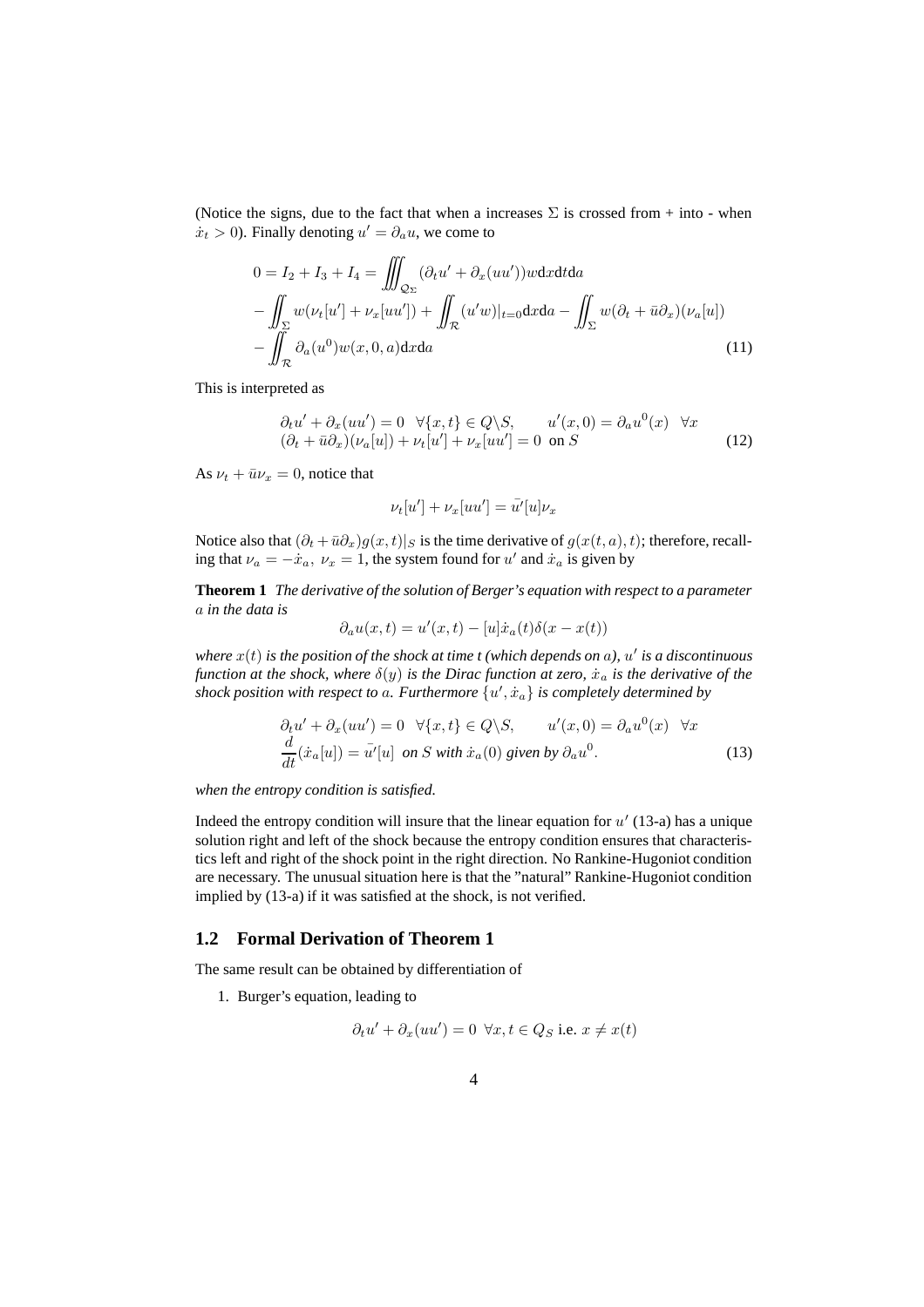(Notice the signs, due to the fact that when a increases $\Sigma$ is crossed from + into - when $\dot{x}_t > 0$). Finally denoting $u' = \partial_a u$, we come to

$$
\begin{aligned}
0 = I_2 + I_3 + I_4 = &\iiint_{\mathcal{Q}_\Sigma} (\partial_t u' + \partial_x (uu'))w \mathrm{d}x\mathrm{d}t\mathrm{d}a \\
- &\iint_\Sigma w(\nu_t[u'] + \nu_x[uu']) + \iint_{\mathcal{R}} (u'w)|_{t=0}\mathrm{d}x\mathrm{d}a - \iint_\Sigma w(\partial_t + \bar{u}\partial_x)(\nu_a[u]) \\
- &\iint_{\mathcal{R}} \partial_a(u^0)w(x,0,a)\mathrm{d}x\mathrm{d}a
\end{aligned} \tag{11}
$$

This is interpreted as

$$
\begin{aligned}
&\partial_t u' + \partial_x(uu') = 0 \quad \forall \{x,t\} \in Q \backslash S, \qquad u'(x,0) = \partial_a u^0(x) \quad \forall x \\
&(\partial_t + \bar{u}\partial_x)(\nu_a[u]) + \nu_t[u'] + \nu_x[uu'] = 0 \;\text{ on } S
\end{aligned} \tag{12}
$$

As $\nu_t + \bar{u}\nu_x = 0$, notice that

$$
\nu_t[u'] + \nu_x[uu'] = \bar{u'}[u]\nu_x
$$

Notice also that $(\partial_t + \bar{u}\partial_x)g(x,t)|_S$ is the time derivative of $g(x(t,a),t)$; therefore, recalling that $\nu_a = -\dot{x}_a,\ \nu_x = 1$, the system found for $u'$ and $\dot{x}_a$ is given by

**Theorem 1** *The derivative of the solution of Berger's equation with respect to a parameter $a$ in the data is*

$$
\partial_a u(x,t) = u'(x,t) - [u]\dot{x}_a(t)\delta(x - x(t))
$$

*where $x(t)$ is the position of the shock at time t (which depends on $a$), $u'$ is a discontinuous function at the shock, where $\delta(y)$ is the Dirac function at zero, $\dot{x}_a$ is the derivative of the shock position with respect to $a$. Furthermore $\{u', \dot{x}_a\}$ is completely determined by*

$$
\begin{aligned}
&\partial_t u' + \partial_x(uu') = 0 \quad \forall \{x,t\} \in Q \backslash S, \qquad u'(x,0) = \partial_a u^0(x) \quad \forall x \\
&\frac{d}{dt}(\dot{x}_a[u]) = \bar{u'}[u] \;\text{ on } S \text{ with } \dot{x}_a(0) \text{ given by } \partial_a u^0.
\end{aligned} \tag{13}
$$

*when the entropy condition is satisfied.*

Indeed the entropy condition will insure that the linear equation for $u'$ (13-a) has a unique solution right and left of the shock because the entropy condition ensures that characteristics left and right of the shock point in the right direction. No Rankine-Hugoniot condition are necessary. The unusual situation here is that the "natural" Rankine-Hugoniot condition implied by (13-a) if it was satisfied at the shock, is not verified.

## 1.2 Formal Derivation of Theorem 1

The same result can be obtained by differentiation of

1. Burger's equation, leading to

$$
\partial_t u' + \partial_x(uu') = 0 \;\; \forall x, t \in Q_S \text{ i.e. } x \neq x(t)
$$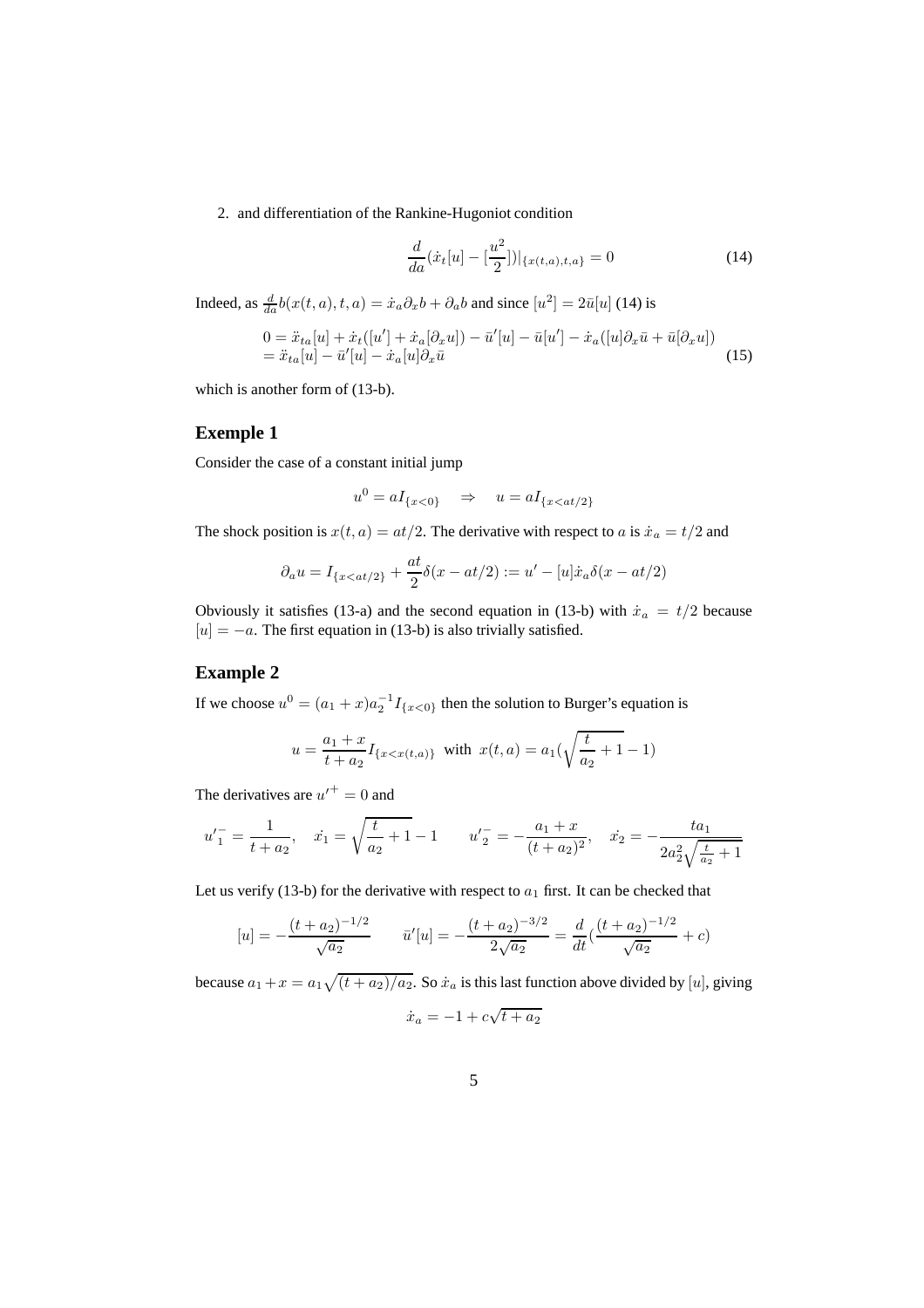2. and differentiation of the Rankine-Hugoniot condition

$$\frac{d}{da}(\dot{x}_t[u] - [\frac{u^2}{2}])|_{\{x(t,a),t,a\}} = 0 \tag{14}$$

Indeed, as $\frac{d}{da}b(x(t,a),t,a) = \dot{x}_a\partial_x b + \partial_a b$ and since $[u^2] = 2\bar{u}[u]$ (14) is

$$\begin{aligned}0 &= \ddot{x}_{ta}[u] + \dot{x}_t([u'] + \dot{x}_a[\partial_x u]) - \bar{u}'[u] - \bar{u}[u'] - \dot{x}_a([u]\partial_x\bar{u} + \bar{u}[\partial_x u]) \\ &= \ddot{x}_{ta}[u] - \bar{u}'[u] - \dot{x}_a[u]\partial_x\bar{u}\end{aligned} \tag{15}$$

which is another form of (13-b).

## Exemple 1

Consider the case of a constant initial jump

$$u^0 = aI_{\{x<0\}} \quad \Rightarrow \quad u = aI_{\{x<at/2\}}$$

The shock position is $x(t,a) = at/2$. The derivative with respect to $a$ is $\dot{x}_a = t/2$ and

$$\partial_a u = I_{\{x<at/2\}} + \frac{at}{2}\delta(x - at/2) := u' - [u]\dot{x}_a\delta(x - at/2)$$

Obviously it satisfies (13-a) and the second equation in (13-b) with $\dot{x}_a = t/2$ because $[u] = -a$. The first equation in (13-b) is also trivially satisfied.

## Example 2

If we choose $u^0 = (a_1 + x)a_2^{-1}I_{\{x<0\}}$ then the solution to Burger's equation is

$$u = \frac{a_1 + x}{t + a_2}I_{\{x<x(t,a)\}} \text{ with } x(t,a) = a_1(\sqrt{\frac{t}{a_2} + 1} - 1)$$

The derivatives are ${u'}^+ = 0$ and

$${u'}_1^- = \frac{1}{t + a_2}, \quad \dot{x_1} = \sqrt{\frac{t}{a_2} + 1} - 1 \qquad {u'}_2^- = -\frac{a_1 + x}{(t + a_2)^2}, \quad \dot{x_2} = -\frac{ta_1}{2a_2^2\sqrt{\frac{t}{a_2} + 1}}$$

Let us verify (13-b) for the derivative with respect to $a_1$ first. It can be checked that

$$[u] = -\frac{(t + a_2)^{-1/2}}{\sqrt{a_2}} \qquad \bar{u}'[u] = -\frac{(t + a_2)^{-3/2}}{2\sqrt{a_2}} = \frac{d}{dt}(\frac{(t + a_2)^{-1/2}}{\sqrt{a_2}} + c)$$

because $a_1 + x = a_1\sqrt{(t + a_2)/a_2}$. So $\dot{x}_a$ is this last function above divided by $[u]$, giving

$$\dot{x}_a = -1 + c\sqrt{t + a_2}$$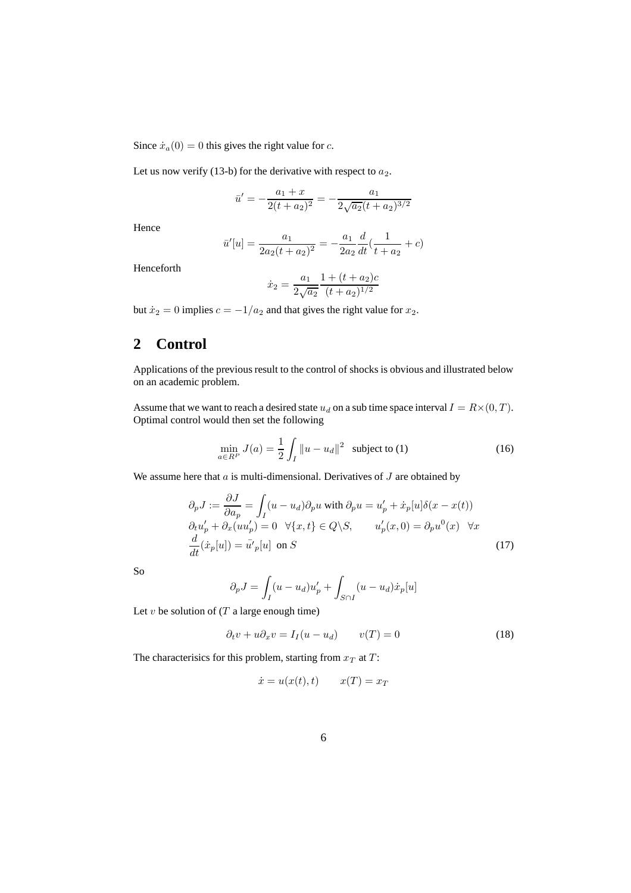Since $\dot{x}_a(0) = 0$ this gives the right value for $c$.

Let us now verify (13-b) for the derivative with respect to $a_2$.

$$\bar{u}' = -\frac{a_1 + x}{2(t + a_2)^2} = -\frac{a_1}{2\sqrt{a_2}(t + a_2)^{3/2}}$$

Hence

$$\bar{u}'[u] = \frac{a_1}{2a_2(t + a_2)^2} = -\frac{a_1}{2a_2}\frac{d}{dt}(\frac{1}{t + a_2} + c)$$

Henceforth

$$\dot{x}_2 = \frac{a_1}{2\sqrt{a_2}}\frac{1 + (t + a_2)c}{(t + a_2)^{1/2}}$$

but $\dot{x}_2 = 0$ implies $c = -1/a_2$ and that gives the right value for $x_2$.

## 2 Control

Applications of the previous result to the control of shocks is obvious and illustrated below on an academic problem.

Assume that we want to reach a desired state $u_d$ on a sub time space interval $I = R \times (0, T)$. Optimal control would then set the following

$$\min_{a \in R^P} J(a) = \frac{1}{2}\int_I \|u - u_d\|^2 \quad \text{subject to (1)} \tag{16}$$

We assume here that $a$ is multi-dimensional. Derivatives of $J$ are obtained by

$$\begin{aligned}
&\partial_p J := \frac{\partial J}{\partial a_p} = \int_I (u - u_d)\partial_p u \text{ with } \partial_p u = u'_p + \dot{x}_p[u]\delta(x - x(t)) \\
&\partial_t u'_p + \partial_x(u u'_p) = 0 \quad \forall \{x, t\} \in Q \backslash S, \qquad u'_p(x, 0) = \partial_p u^0(x) \quad \forall x \\
&\frac{d}{dt}(\dot{x}_p[u]) = \bar{u'}_p[u] \;\text{ on } S
\end{aligned} \tag{17}$$

So

$$\partial_p J = \int_I (u - u_d)u'_p + \int_{S \cap I} (u - u_d)\dot{x}_p[u]$$

Let $v$ be solution of ($T$ a large enough time)

$$\partial_t v + u\partial_x v = I_I(u - u_d) \qquad v(T) = 0 \tag{18}$$

The characterisics for this problem, starting from $x_T$ at $T$:

$$\dot{x} = u(x(t), t) \qquad x(T) = x_T$$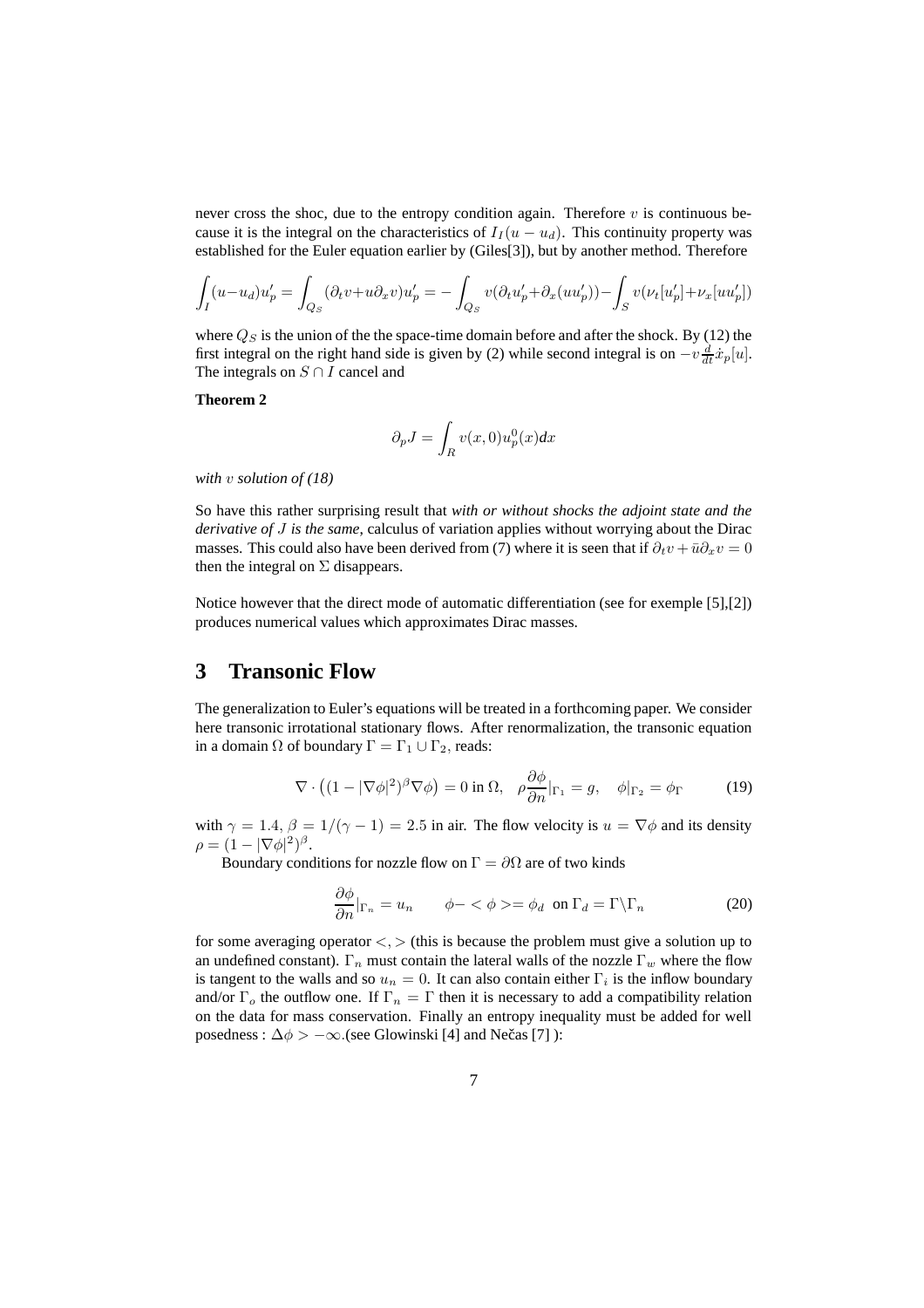never cross the shoc, due to the entropy condition again. Therefore $v$ is continuous because it is the integral on the characteristics of $I_I(u-u_d)$. This continuity property was established for the Euler equation earlier by (Giles[3]), but by another method. Therefore

$$\int_I (u-u_d)u'_p = \int_{Q_S}(\partial_t v + u\partial_x v)u'_p = -\int_{Q_S} v(\partial_t u'_p + \partial_x(uu'_p)) - \int_S v(\nu_t[u'_p] + \nu_x[uu'_p])$$

where $Q_S$ is the union of the the space-time domain before and after the shock. By (12) the first integral on the right hand side is given by (2) while second integral is on $-v\frac{d}{dt}\dot{x}_p[u]$. The integrals on $S \cap I$ cancel and

**Theorem 2**

$$\partial_p J = \int_R v(x,0)u_p^0(x)dx$$

*with* $v$ *solution of (18)*

So have this rather surprising result that *with or without shocks the adjoint state and the derivative of* $J$ *is the same,* calculus of variation applies without worrying about the Dirac masses. This could also have been derived from (7) where it is seen that if $\partial_t v + \bar{u}\partial_x v = 0$ then the integral on $\Sigma$ disappears.

Notice however that the direct mode of automatic differentiation (see for exemple [5],[2]) produces numerical values which approximates Dirac masses.

# 3 Transonic Flow

The generalization to Euler's equations will be treated in a forthcoming paper. We consider here transonic irrotational stationary flows. After renormalization, the transonic equation in a domain $\Omega$ of boundary $\Gamma = \Gamma_1 \cup \Gamma_2$, reads:

$$\nabla \cdot \left((1-|\nabla\phi|^2)^\beta \nabla\phi\right) = 0 \text{ in } \Omega, \quad \rho\frac{\partial\phi}{\partial n}|_{\Gamma_1} = g, \quad \phi|_{\Gamma_2} = \phi_\Gamma \tag{19}$$

with $\gamma = 1.4$, $\beta = 1/(\gamma-1) = 2.5$ in air. The flow velocity is $u = \nabla\phi$ and its density $\rho = (1-|\nabla\phi|^2)^\beta$.

Boundary conditions for nozzle flow on $\Gamma = \partial\Omega$ are of two kinds

$$\frac{\partial\phi}{\partial n}|_{\Gamma_n} = u_n \qquad \phi - <\phi> = \phi_d \ \text{ on } \Gamma_d = \Gamma\backslash\Gamma_n \tag{20}$$

for some averaging operator $<,>$ (this is because the problem must give a solution up to an undefined constant). $\Gamma_n$ must contain the lateral walls of the nozzle $\Gamma_w$ where the flow is tangent to the walls and so $u_n = 0$. It can also contain either $\Gamma_i$ is the inflow boundary and/or $\Gamma_o$ the outflow one. If $\Gamma_n = \Gamma$ then it is necessary to add a compatibility relation on the data for mass conservation. Finally an entropy inequality must be added for well posedness : $\Delta\phi > -\infty$.(see Glowinski [4] and Nečas [7] ):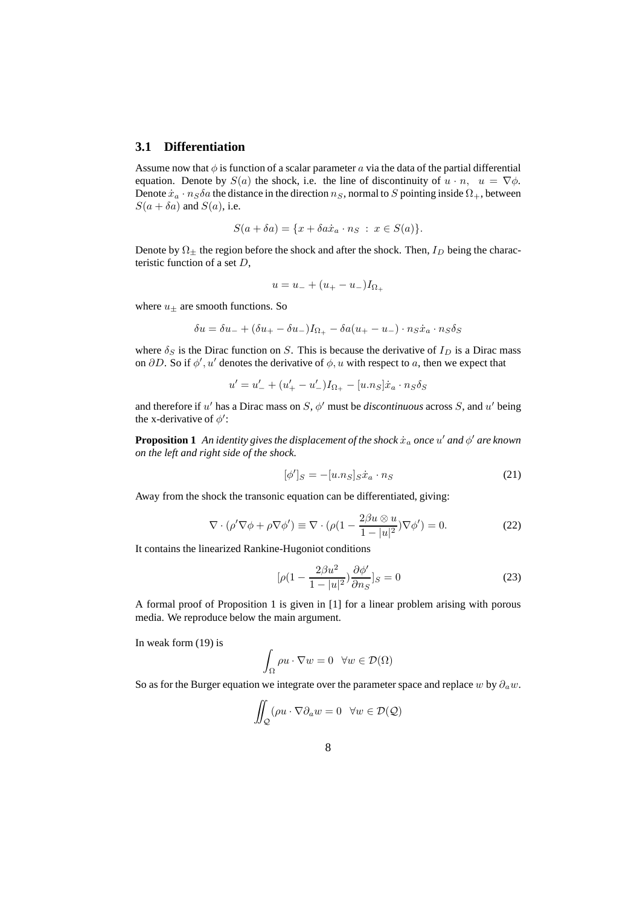### 3.1 Differentiation

Assume now that $\phi$ is function of a scalar parameter $a$ via the data of the partial differential equation. Denote by $S(a)$ the shock, i.e. the line of discontinuity of $u \cdot n, \quad u = \nabla\phi$. Denote $\dot{x}_a \cdot n_S \delta a$ the distance in the direction $n_S$, normal to $S$ pointing inside $\Omega_+$, between $S(a + \delta a)$ and $S(a)$, i.e.

$$S(a + \delta a) = \{x + \delta a \dot{x}_a \cdot n_S \; : \; x \in S(a)\}.$$

Denote by $\Omega_\pm$ the region before the shock and after the shock. Then, $I_D$ being the characteristic function of a set $D$,

$$u = u_- + (u_+ - u_-)I_{\Omega_+}$$

where $u_\pm$ are smooth functions. So

$$\delta u = \delta u_- + (\delta u_+ - \delta u_-)I_{\Omega_+} - \delta a(u_+ - u_-) \cdot n_S \dot{x}_a \cdot n_S \delta_S$$

where $\delta_S$ is the Dirac function on $S$. This is because the derivative of $I_D$ is a Dirac mass on $\partial D$. So if $\phi', u'$ denotes the derivative of $\phi, u$ with respect to $a$, then we expect that

$$u' = u'_- + (u'_+ - u'_-)I_{\Omega_+} - [u.n_S]\dot{x}_a \cdot n_S \delta_S$$

and therefore if $u'$ has a Dirac mass on $S$, $\phi'$ must be *discontinuous* across $S$, and $u'$ being the x-derivative of $\phi'$:

**Proposition 1** *An identity gives the displacement of the shock $\dot{x}_a$ once $u'$ and $\phi'$ are known on the left and right side of the shock.*

$$[\phi']_S = -[u.n_S]_S \dot{x}_a \cdot n_S \tag{21}$$

Away from the shock the transonic equation can be differentiated, giving:

$$\nabla \cdot (\rho' \nabla\phi + \rho\nabla\phi') \equiv \nabla \cdot (\rho(1 - \frac{2\beta u \otimes u}{1 - |u|^2})\nabla\phi') = 0. \tag{22}$$

It contains the linearized Rankine-Hugoniot conditions

$$[\rho(1 - \frac{2\beta u^2}{1 - |u|^2})\frac{\partial\phi'}{\partial n_S}]_S = 0 \tag{23}$$

A formal proof of Proposition 1 is given in [1] for a linear problem arising with porous media. We reproduce below the main argument.

In weak form (19) is

$$\int_\Omega \rho u \cdot \nabla w = 0 \quad \forall w \in \mathcal{D}(\Omega)$$

So as for the Burger equation we integrate over the parameter space and replace $w$ by $\partial_a w$.

$$\iint_{\mathcal{Q}} (\rho u \cdot \nabla\partial_a w = 0 \quad \forall w \in \mathcal{D}(\mathcal{Q})$$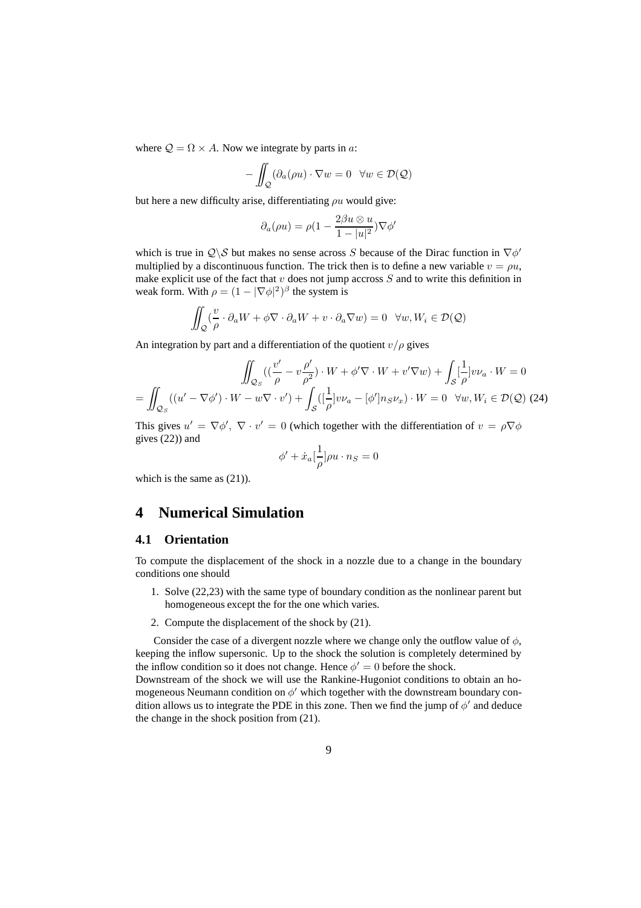where $\mathcal{Q} = \Omega \times A$. Now we integrate by parts in $a$:

$$-\iint_{\mathcal{Q}} (\partial_a(\rho u) \cdot \nabla w = 0 \quad \forall w \in \mathcal{D}(\mathcal{Q})$$

but here a new difficulty arise, differentiating $\rho u$ would give:

$$\partial_a(\rho u) = \rho(1 - \frac{2\beta u \otimes u}{1 - |u|^2})\nabla\phi'$$

which is true in $\mathcal{Q}\backslash\mathcal{S}$ but makes no sense across $S$ because of the Dirac function in $\nabla\phi'$ multiplied by a discontinuous function. The trick then is to define a new variable $v = \rho u$, make explicit use of the fact that $v$ does not jump accross $S$ and to write this definition in weak form. With $\rho = (1 - |\nabla\phi|^2)^\beta$ the system is

$$\iint_{\mathcal{Q}} (\frac{v}{\rho} \cdot \partial_a W + \phi\nabla \cdot \partial_a W + v \cdot \partial_a \nabla w) = 0 \quad \forall w, W_i \in \mathcal{D}(\mathcal{Q})$$

An integration by part and a differentiation of the quotient $v/\rho$ gives

$$\iint_{\mathcal{Q}_S} ((\frac{v'}{\rho} - v\frac{\rho'}{\rho^2}) \cdot W + \phi'\nabla \cdot W + v'\nabla w) + \int_{\mathcal{S}} [\frac{1}{\rho}] v\nu_a \cdot W = 0$$
$$= \iint_{\mathcal{Q}_S} ((u' - \nabla\phi') \cdot W - w\nabla \cdot v') + \int_{\mathcal{S}} ([\frac{1}{\rho}] v\nu_a - [\phi'] n_S \nu_x) \cdot W = 0 \quad \forall w, W_i \in \mathcal{D}(\mathcal{Q}) \quad (24)$$

This gives $u' = \nabla\phi'$, $\nabla \cdot v' = 0$ (which together with the differentiation of $v = \rho\nabla\phi$ gives (22)) and

$$\phi' + \dot{x}_a[\frac{1}{\rho}]\rho u \cdot n_S = 0$$

which is the same as (21)).

# 4 Numerical Simulation

## 4.1 Orientation

To compute the displacement of the shock in a nozzle due to a change in the boundary conditions one should

1. Solve (22,23) with the same type of boundary condition as the nonlinear parent but homogeneous except the for the one which varies.
2. Compute the displacement of the shock by (21).

Consider the case of a divergent nozzle where we change only the outflow value of $\phi$, keeping the inflow supersonic. Up to the shock the solution is completely determined by the inflow condition so it does not change. Hence $\phi' = 0$ before the shock.
Downstream of the shock we will use the Rankine-Hugoniot conditions to obtain an homogeneous Neumann condition on $\phi'$ which together with the downstream boundary condition allows us to integrate the PDE in this zone. Then we find the jump of $\phi'$ and deduce the change in the shock position from (21).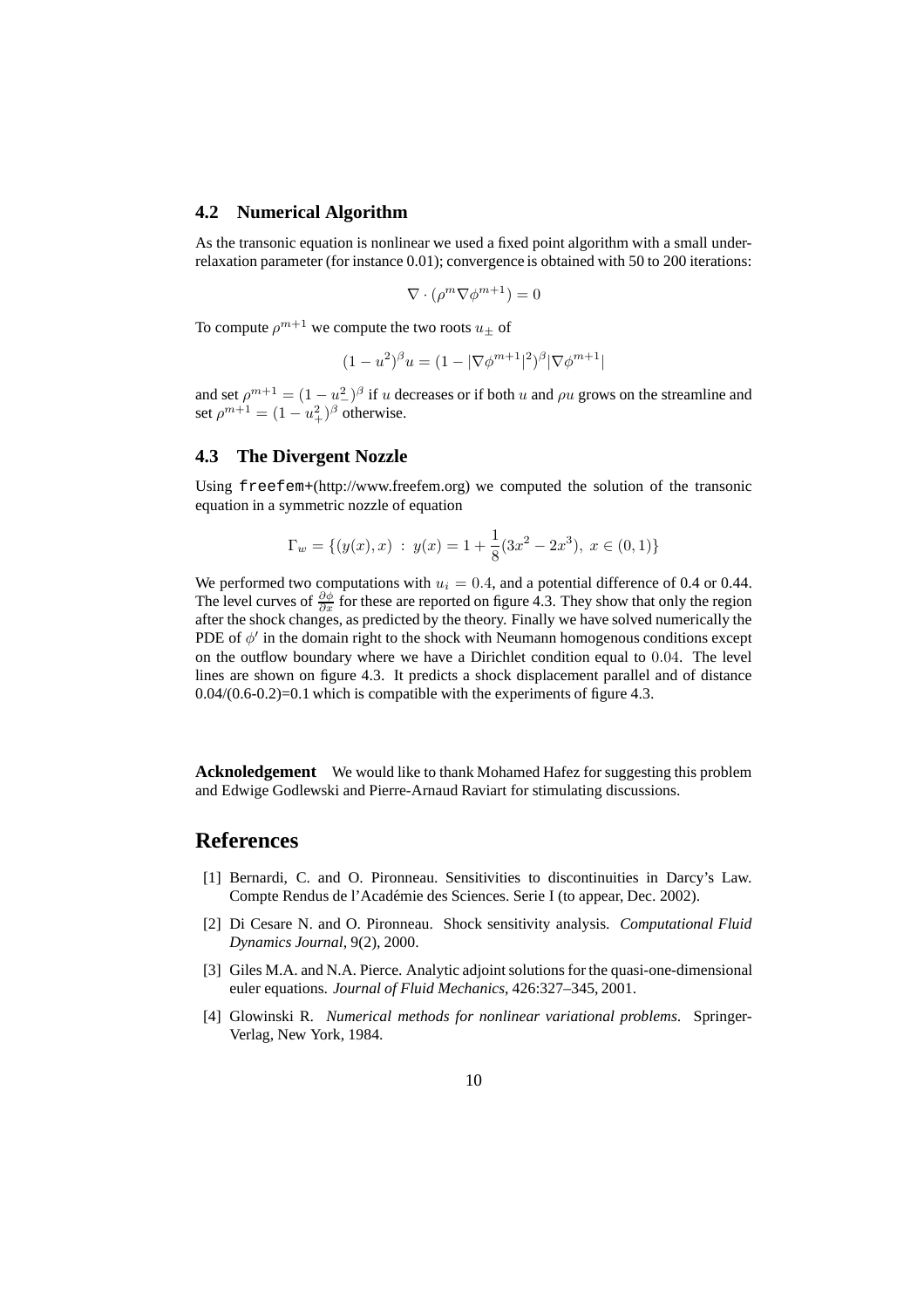### 4.2 Numerical Algorithm

As the transonic equation is nonlinear we used a fixed point algorithm with a small under-relaxation parameter (for instance 0.01); convergence is obtained with 50 to 200 iterations:

$$\nabla \cdot (\rho^m \nabla \phi^{m+1}) = 0$$

To compute $\rho^{m+1}$ we compute the two roots $u_\pm$ of

$$(1 - u^2)^\beta u = (1 - |\nabla \phi^{m+1}|^2)^\beta |\nabla \phi^{m+1}|$$

and set $\rho^{m+1} = (1 - u_-^2)^\beta$ if $u$ decreases or if both $u$ and $\rho u$ grows on the streamline and set $\rho^{m+1} = (1 - u_+^2)^\beta$ otherwise.

### 4.3 The Divergent Nozzle

Using `freefem+`(http://www.freefem.org) we computed the solution of the transonic equation in a symmetric nozzle of equation

$$\Gamma_w = \{(y(x), x) \, : \, y(x) = 1 + \frac{1}{8}(3x^2 - 2x^3), \; x \in (0, 1)\}$$

We performed two computations with $u_i = 0.4$, and a potential difference of 0.4 or 0.44. The level curves of $\frac{\partial \phi}{\partial x}$ for these are reported on figure 4.3. They show that only the region after the shock changes, as predicted by the theory. Finally we have solved numerically the PDE of $\phi'$ in the domain right to the shock with Neumann homogenous conditions except on the outflow boundary where we have a Dirichlet condition equal to $0.04$. The level lines are shown on figure 4.3. It predicts a shock displacement parallel and of distance 0.04/(0.6-0.2)=0.1 which is compatible with the experiments of figure 4.3.

**Acknoledgement** We would like to thank Mohamed Hafez for suggesting this problem and Edwige Godlewski and Pierre-Arnaud Raviart for stimulating discussions.

## References

[1] Bernardi, C. and O. Pironneau. Sensitivities to discontinuities in Darcy's Law. Compte Rendus de l'Académie des Sciences. Serie I (to appear, Dec. 2002).

[2] Di Cesare N. and O. Pironneau. Shock sensitivity analysis. *Computational Fluid Dynamics Journal*, 9(2), 2000.

[3] Giles M.A. and N.A. Pierce. Analytic adjoint solutions for the quasi-one-dimensional euler equations. *Journal of Fluid Mechanics*, 426:327–345, 2001.

[4] Glowinski R. *Numerical methods for nonlinear variational problems*. Springer-Verlag, New York, 1984.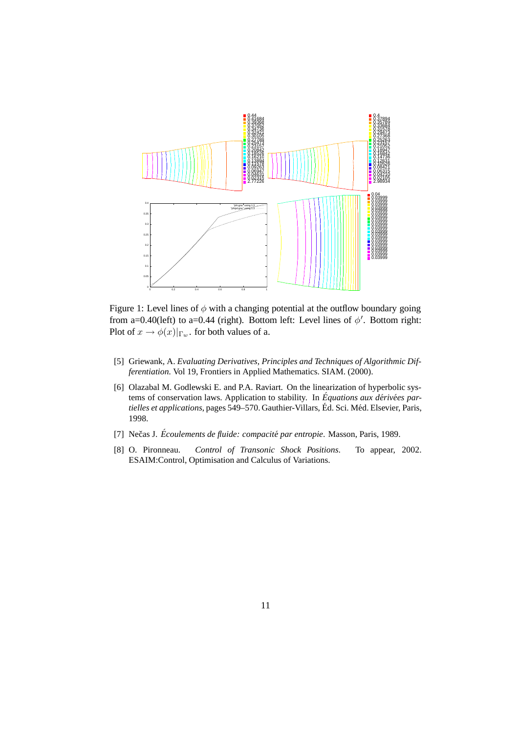0.44
0.41684
0.39368
0.37052
0.34736
0.32421
0.30105
0.27789
0.25473
0.23157
0.20842
0.18526
0.16210
0.13894
0.11578
0.09263
0.06947
0.04631
0.02315
2.77226

0.4
0.37894
0.35789
0.33684
0.31578
0.29473
0.27368
0.25263
0.23157
0.21052
0.18947
0.16842
0.14736
0.12631
0.10526
0.08421
0.06315
0.04210
0.02105
2.98934

"phi.gnu" using 1:3
"phipd.gnu" using 1:3

0.04
0.03999
0.03999
0.03999
0.03999
0.03999
0.03999
0.03999
0.03999
0.03999
0.03999
0.03999
0.03999
0.03999
0.03999
0.03999
0.03999
0.03999
0.03999
0.03999

Figure 1: Level lines of $\phi$ with a changing potential at the outflow boundary going from a=0.40(left) to a=0.44 (right). Bottom left: Level lines of $\phi'$. Bottom right: Plot of $x \rightarrow \phi(x)|_{\Gamma_w}$. for both values of a.

[5] Griewank, A. *Evaluating Derivatives, Principles and Techniques of Algorithmic Differentiation.* Vol 19, Frontiers in Applied Mathematics. SIAM. (2000).

[6] Olazabal M. Godlewski E. and P.A. Raviart. On the linearization of hyperbolic systems of conservation laws. Application to stability. In *Équations aux dérivées partielles et applications*, pages 549–570. Gauthier-Villars, Éd. Sci. Méd. Elsevier, Paris, 1998.

[7] Nečas J. *Écoulements de fluide: compacité par entropie*. Masson, Paris, 1989.

[8] O. Pironneau. *Control of Transonic Shock Positions*. To appear, 2002. ESAIM:Control, Optimisation and Calculus of Variations.